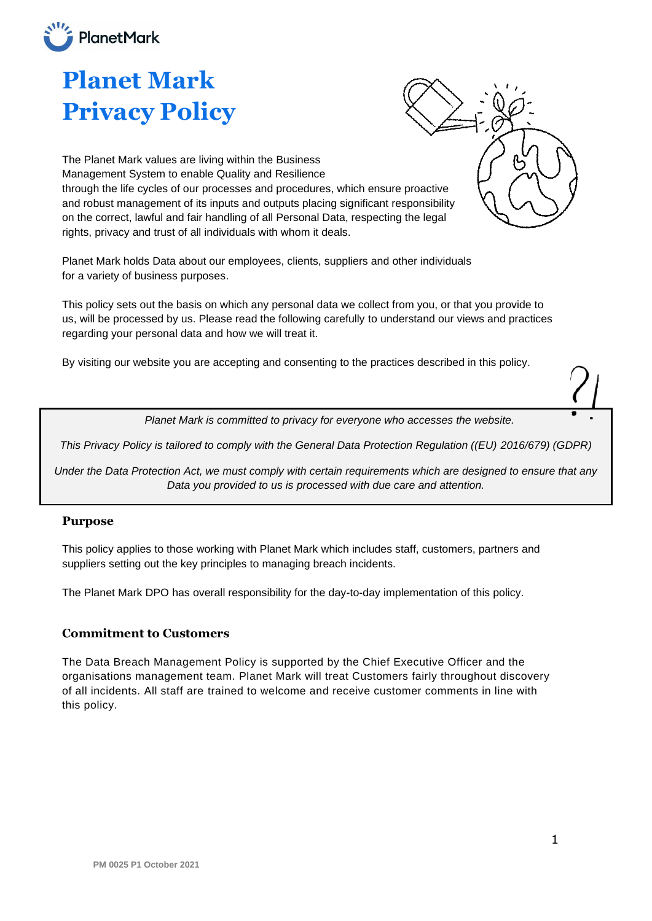# Planet Mark Privacy Policy

The Planet Mark values are living within the Business Management System to enable Quality and Resilience through the life cycles of our processes and procedures, which ensure proactive and robust management of its inputs and outputs placing significant responsibility on the correct, lawful and fair handling of all Personal Data, respecting the legal rights, privacy and trust of all individuals with whom it deals.

Planet Mark holds Data about our employees, clients, suppliers and other individuals for a variety of business purposes.

This policy sets out the basis on which any personal data we collect from you, or that you provide to us, will be processed by us. Please read the following carefully to understand our views and practices regarding your personal data and how we will treat it.

By visiting our website you are accepting and consenting to the practices described in this policy.

> *Planet Mark is committed to privacy for everyone who accesses the website.*
>
> *This Privacy Policy is tailored to comply with the General Data Protection Regulation ((EU) 2016/679) (GDPR)*
>
> *Under the Data Protection Act, we must comply with certain requirements which are designed to ensure that any Data you provided to us is processed with due care and attention.*

## Purpose

This policy applies to those working with Planet Mark which includes staff, customers, partners and suppliers setting out the key principles to managing breach incidents.

The Planet Mark DPO has overall responsibility for the day-to-day implementation of this policy.

## Commitment to Customers

The Data Breach Management Policy is supported by the Chief Executive Officer and the organisations management team. Planet Mark will treat Customers fairly throughout discovery of all incidents. All staff are trained to welcome and receive customer comments in line with this policy.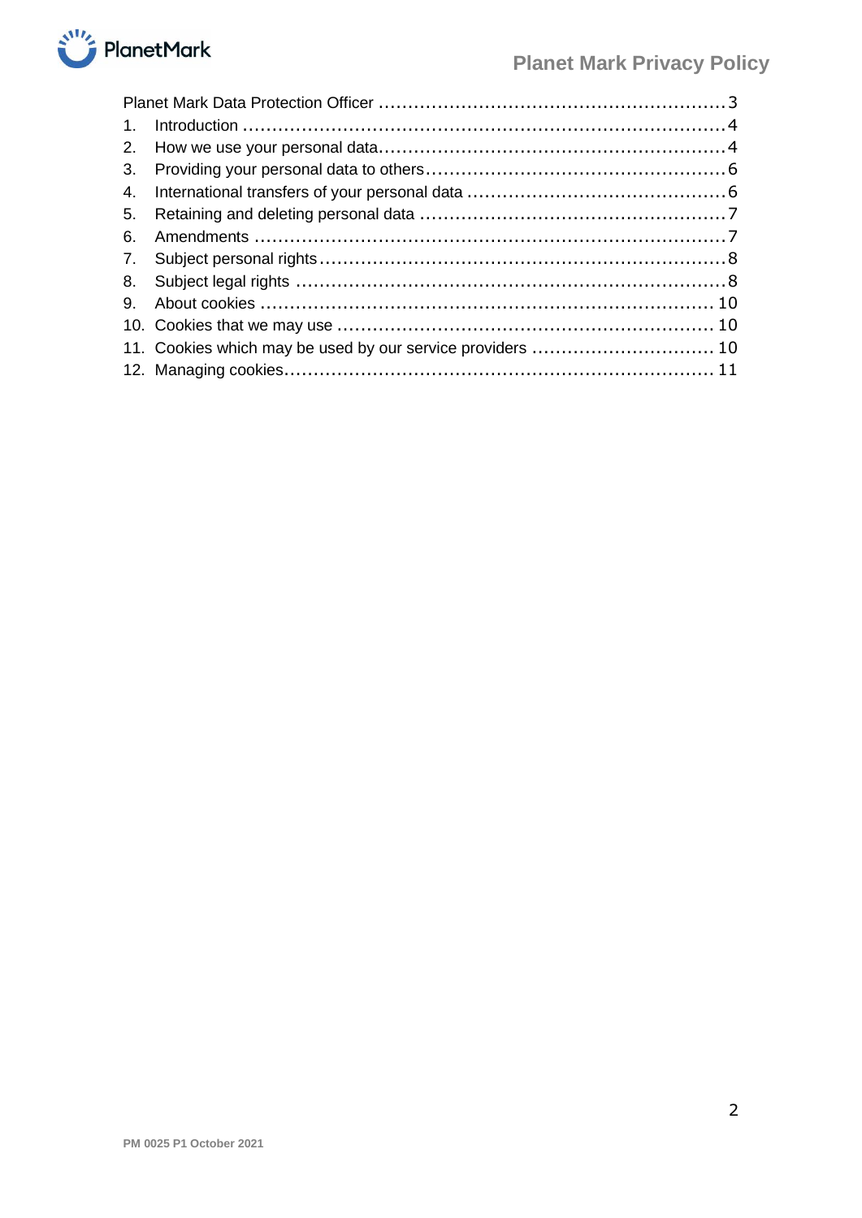Planet Mark Data Protection Officer ........................................................... 3

1. Introduction .................................................................................. 4
2. How we use your personal data........................................................... 4
3. Providing your personal data to others................................................... 6
4. International transfers of your personal data ............................................ 6
5. Retaining and deleting personal data .................................................... 7
6. Amendments ................................................................................ 7
7. Subject personal rights..................................................................... 8
8. Subject legal rights ......................................................................... 8
9. About cookies ............................................................................. 10
10. Cookies that we may use ................................................................ 10
11. Cookies which may be used by our service providers ............................... 10
12. Managing cookies......................................................................... 11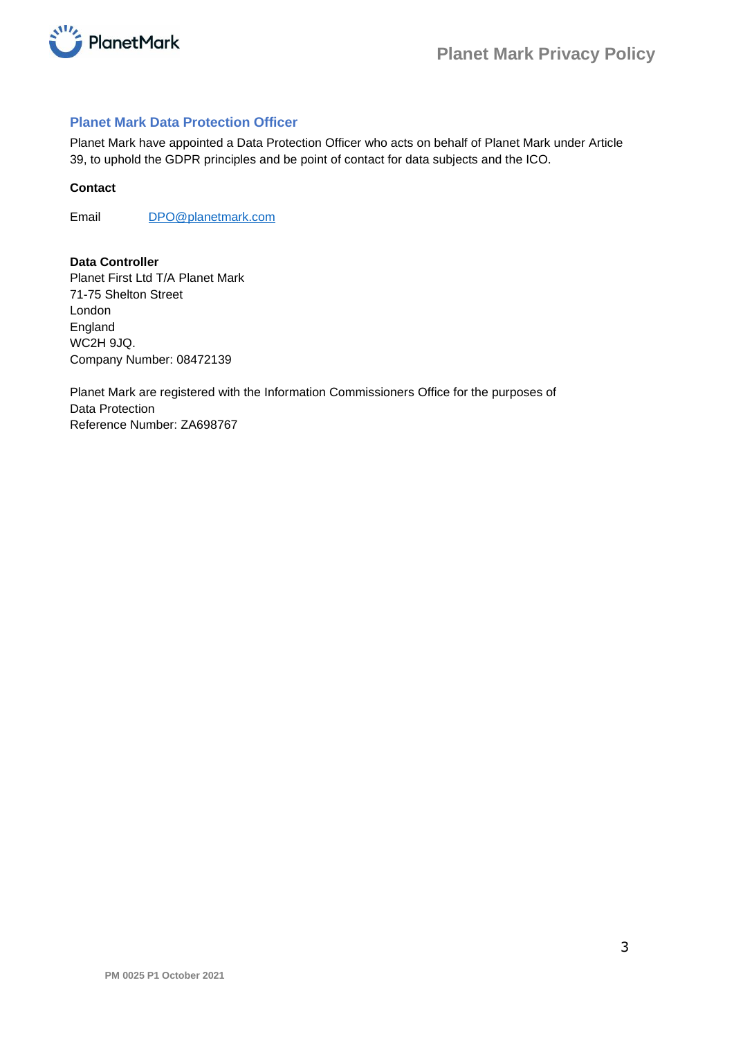## Planet Mark Data Protection Officer

Planet Mark have appointed a Data Protection Officer who acts on behalf of Planet Mark under Article 39, to uphold the GDPR principles and be point of contact for data subjects and the ICO.

**Contact**

Email DPO@planetmark.com

**Data Controller**
Planet First Ltd T/A Planet Mark
71-75 Shelton Street
London
England
WC2H 9JQ.
Company Number: 08472139

Planet Mark are registered with the Information Commissioners Office for the purposes of Data Protection
Reference Number: ZA698767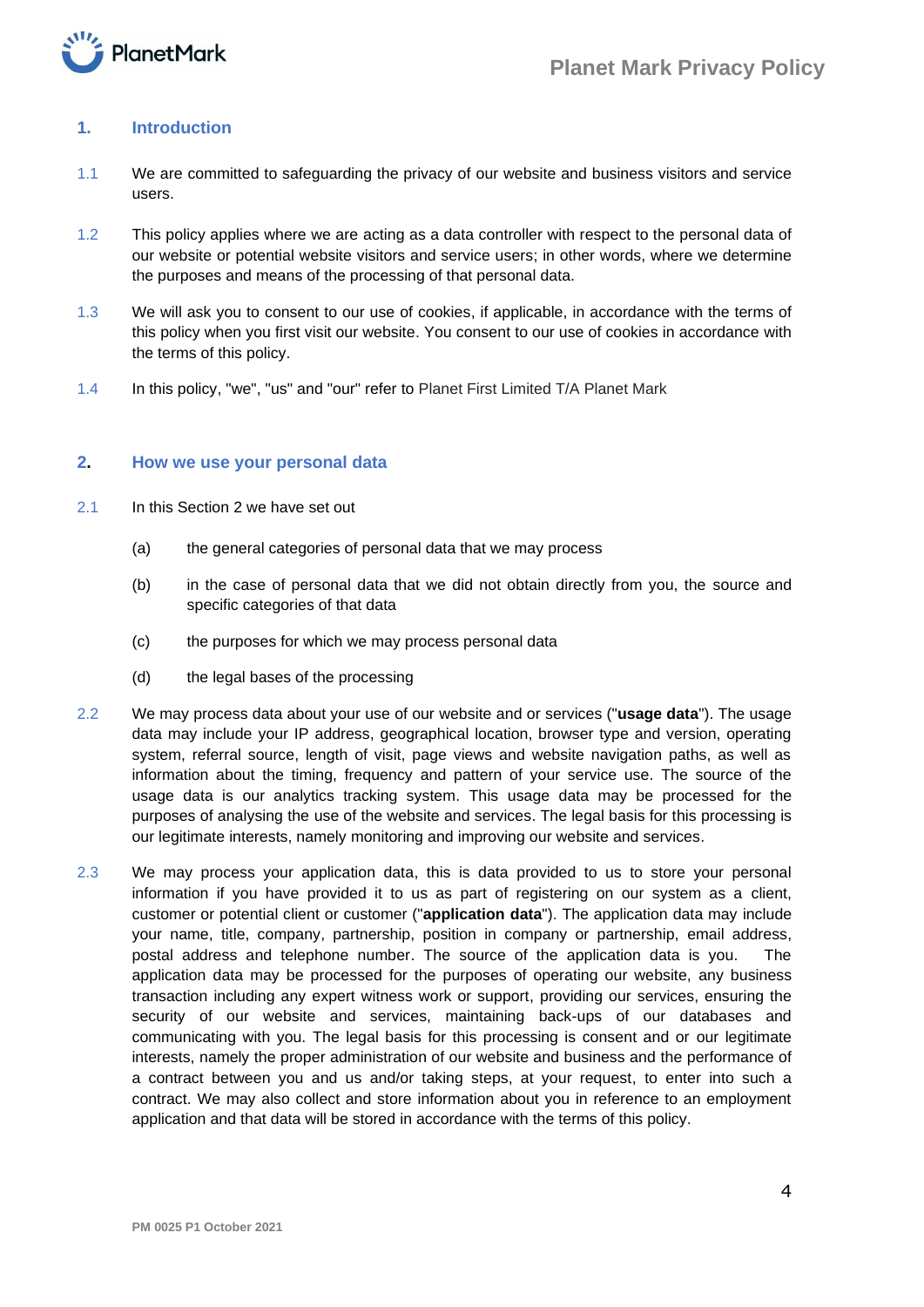## 1. Introduction

1.1 We are committed to safeguarding the privacy of our website and business visitors and service users.

1.2 This policy applies where we are acting as a data controller with respect to the personal data of our website or potential website visitors and service users; in other words, where we determine the purposes and means of the processing of that personal data.

1.3 We will ask you to consent to our use of cookies, if applicable, in accordance with the terms of this policy when you first visit our website. You consent to our use of cookies in accordance with the terms of this policy.

1.4 In this policy, "we", "us" and "our" refer to Planet First Limited T/A Planet Mark

## 2. How we use your personal data

2.1 In this Section 2 we have set out

(a) the general categories of personal data that we may process

(b) in the case of personal data that we did not obtain directly from you, the source and specific categories of that data

(c) the purposes for which we may process personal data

(d) the legal bases of the processing

2.2 We may process data about your use of our website and or services ("**usage data**"). The usage data may include your IP address, geographical location, browser type and version, operating system, referral source, length of visit, page views and website navigation paths, as well as information about the timing, frequency and pattern of your service use. The source of the usage data is our analytics tracking system. This usage data may be processed for the purposes of analysing the use of the website and services. The legal basis for this processing is our legitimate interests, namely monitoring and improving our website and services.

2.3 We may process your application data, this is data provided to us to store your personal information if you have provided it to us as part of registering on our system as a client, customer or potential client or customer ("**application data**"). The application data may include your name, title, company, partnership, position in company or partnership, email address, postal address and telephone number. The source of the application data is you. The application data may be processed for the purposes of operating our website, any business transaction including any expert witness work or support, providing our services, ensuring the security of our website and services, maintaining back-ups of our databases and communicating with you. The legal basis for this processing is consent and or our legitimate interests, namely the proper administration of our website and business and the performance of a contract between you and us and/or taking steps, at your request, to enter into such a contract. We may also collect and store information about you in reference to an employment application and that data will be stored in accordance with the terms of this policy.

PM 0025 P1 October 2021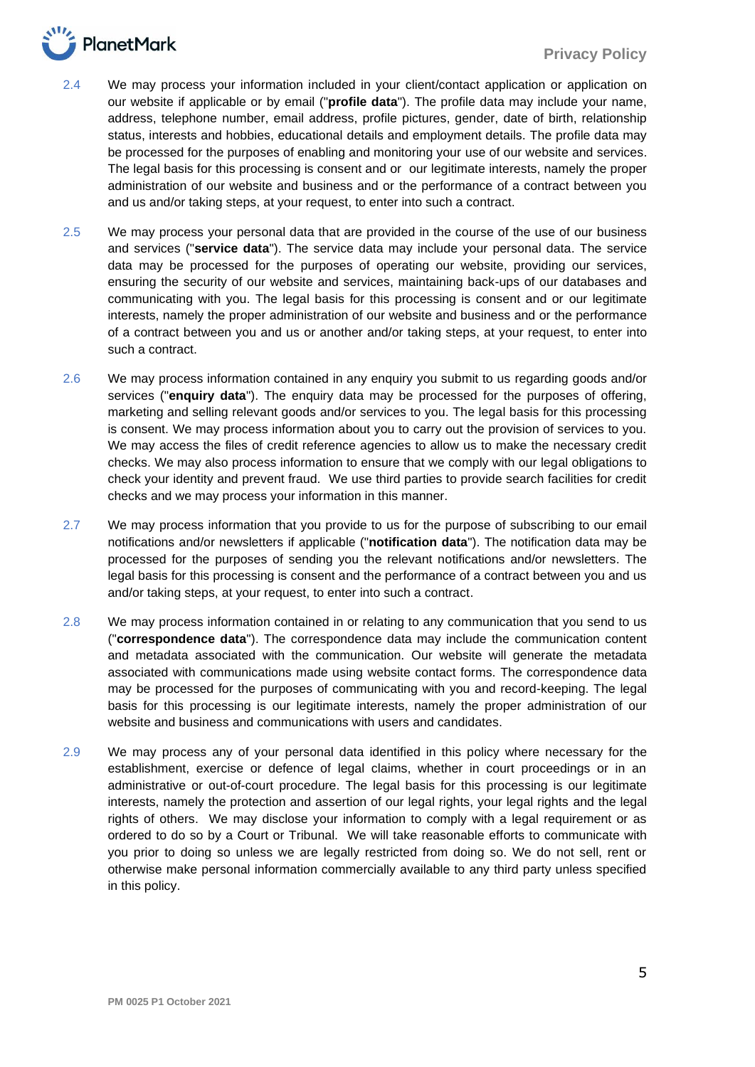2.4 We may process your information included in your client/contact application or application on our website if applicable or by email ("**profile data**"). The profile data may include your name, address, telephone number, email address, profile pictures, gender, date of birth, relationship status, interests and hobbies, educational details and employment details. The profile data may be processed for the purposes of enabling and monitoring your use of our website and services. The legal basis for this processing is consent and or our legitimate interests, namely the proper administration of our website and business and or the performance of a contract between you and us and/or taking steps, at your request, to enter into such a contract.

2.5 We may process your personal data that are provided in the course of the use of our business and services ("**service data**"). The service data may include your personal data. The service data may be processed for the purposes of operating our website, providing our services, ensuring the security of our website and services, maintaining back-ups of our databases and communicating with you. The legal basis for this processing is consent and or our legitimate interests, namely the proper administration of our website and business and or the performance of a contract between you and us or another and/or taking steps, at your request, to enter into such a contract.

2.6 We may process information contained in any enquiry you submit to us regarding goods and/or services ("**enquiry data**"). The enquiry data may be processed for the purposes of offering, marketing and selling relevant goods and/or services to you. The legal basis for this processing is consent. We may process information about you to carry out the provision of services to you. We may access the files of credit reference agencies to allow us to make the necessary credit checks. We may also process information to ensure that we comply with our legal obligations to check your identity and prevent fraud. We use third parties to provide search facilities for credit checks and we may process your information in this manner.

2.7 We may process information that you provide to us for the purpose of subscribing to our email notifications and/or newsletters if applicable ("**notification data**"). The notification data may be processed for the purposes of sending you the relevant notifications and/or newsletters. The legal basis for this processing is consent and the performance of a contract between you and us and/or taking steps, at your request, to enter into such a contract.

2.8 We may process information contained in or relating to any communication that you send to us ("**correspondence data**"). The correspondence data may include the communication content and metadata associated with the communication. Our website will generate the metadata associated with communications made using website contact forms. The correspondence data may be processed for the purposes of communicating with you and record-keeping. The legal basis for this processing is our legitimate interests, namely the proper administration of our website and business and communications with users and candidates.

2.9 We may process any of your personal data identified in this policy where necessary for the establishment, exercise or defence of legal claims, whether in court proceedings or in an administrative or out-of-court procedure. The legal basis for this processing is our legitimate interests, namely the protection and assertion of our legal rights, your legal rights and the legal rights of others. We may disclose your information to comply with a legal requirement or as ordered to do so by a Court or Tribunal. We will take reasonable efforts to communicate with you prior to doing so unless we are legally restricted from doing so. We do not sell, rent or otherwise make personal information commercially available to any third party unless specified in this policy.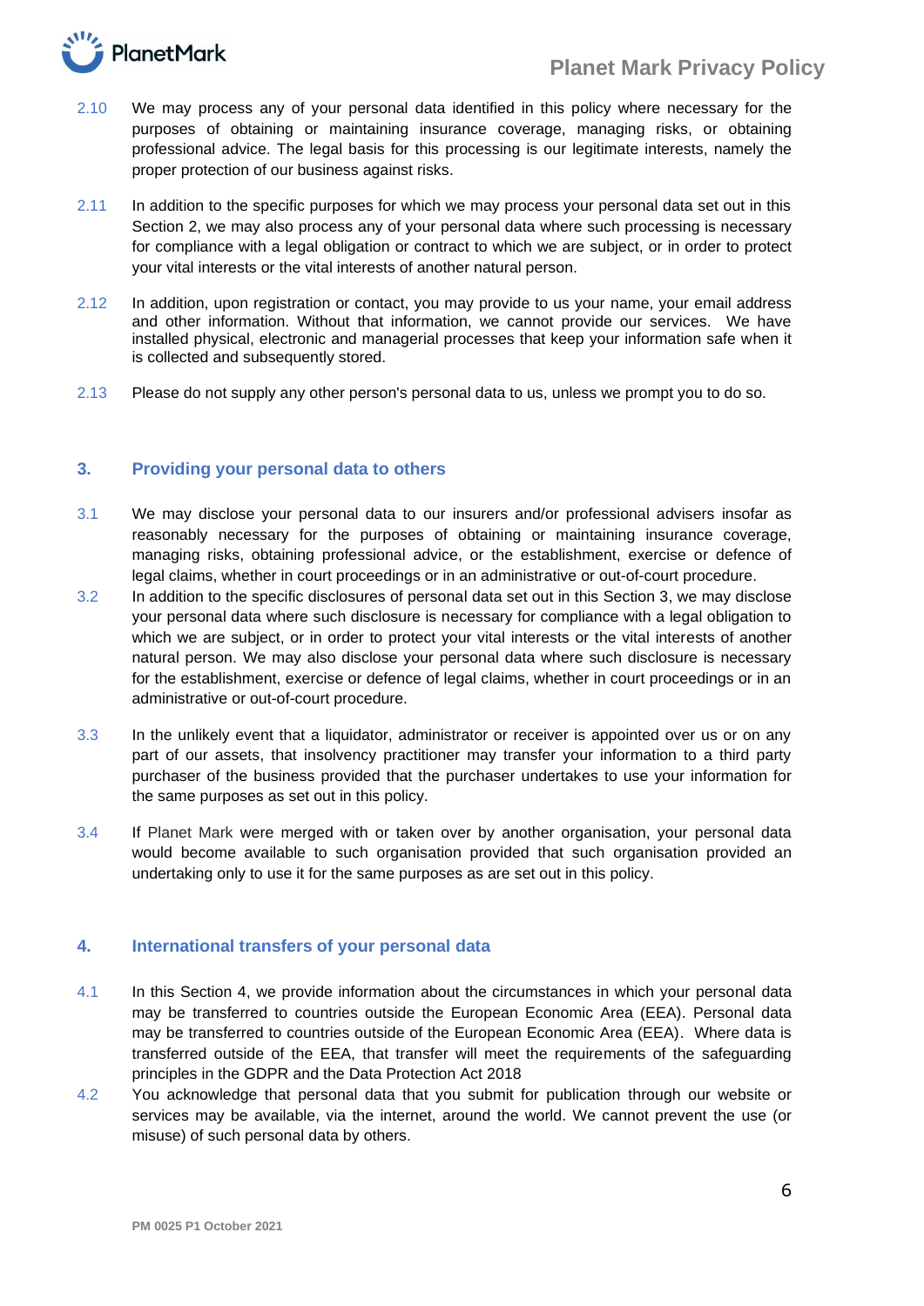2.10 We may process any of your personal data identified in this policy where necessary for the purposes of obtaining or maintaining insurance coverage, managing risks, or obtaining professional advice. The legal basis for this processing is our legitimate interests, namely the proper protection of our business against risks.

2.11 In addition to the specific purposes for which we may process your personal data set out in this Section 2, we may also process any of your personal data where such processing is necessary for compliance with a legal obligation or contract to which we are subject, or in order to protect your vital interests or the vital interests of another natural person.

2.12 In addition, upon registration or contact, you may provide to us your name, your email address and other information. Without that information, we cannot provide our services. We have installed physical, electronic and managerial processes that keep your information safe when it is collected and subsequently stored.

2.13 Please do not supply any other person's personal data to us, unless we prompt you to do so.

## 3. Providing your personal data to others

3.1 We may disclose your personal data to our insurers and/or professional advisers insofar as reasonably necessary for the purposes of obtaining or maintaining insurance coverage, managing risks, obtaining professional advice, or the establishment, exercise or defence of legal claims, whether in court proceedings or in an administrative or out-of-court procedure.

3.2 In addition to the specific disclosures of personal data set out in this Section 3, we may disclose your personal data where such disclosure is necessary for compliance with a legal obligation to which we are subject, or in order to protect your vital interests or the vital interests of another natural person. We may also disclose your personal data where such disclosure is necessary for the establishment, exercise or defence of legal claims, whether in court proceedings or in an administrative or out-of-court procedure.

3.3 In the unlikely event that a liquidator, administrator or receiver is appointed over us or on any part of our assets, that insolvency practitioner may transfer your information to a third party purchaser of the business provided that the purchaser undertakes to use your information for the same purposes as set out in this policy.

3.4 If Planet Mark were merged with or taken over by another organisation, your personal data would become available to such organisation provided that such organisation provided an undertaking only to use it for the same purposes as are set out in this policy.

## 4. International transfers of your personal data

4.1 In this Section 4, we provide information about the circumstances in which your personal data may be transferred to countries outside the European Economic Area (EEA). Personal data may be transferred to countries outside of the European Economic Area (EEA). Where data is transferred outside of the EEA, that transfer will meet the requirements of the safeguarding principles in the GDPR and the Data Protection Act 2018

4.2 You acknowledge that personal data that you submit for publication through our website or services may be available, via the internet, around the world. We cannot prevent the use (or misuse) of such personal data by others.

PM 0025 P1 October 2021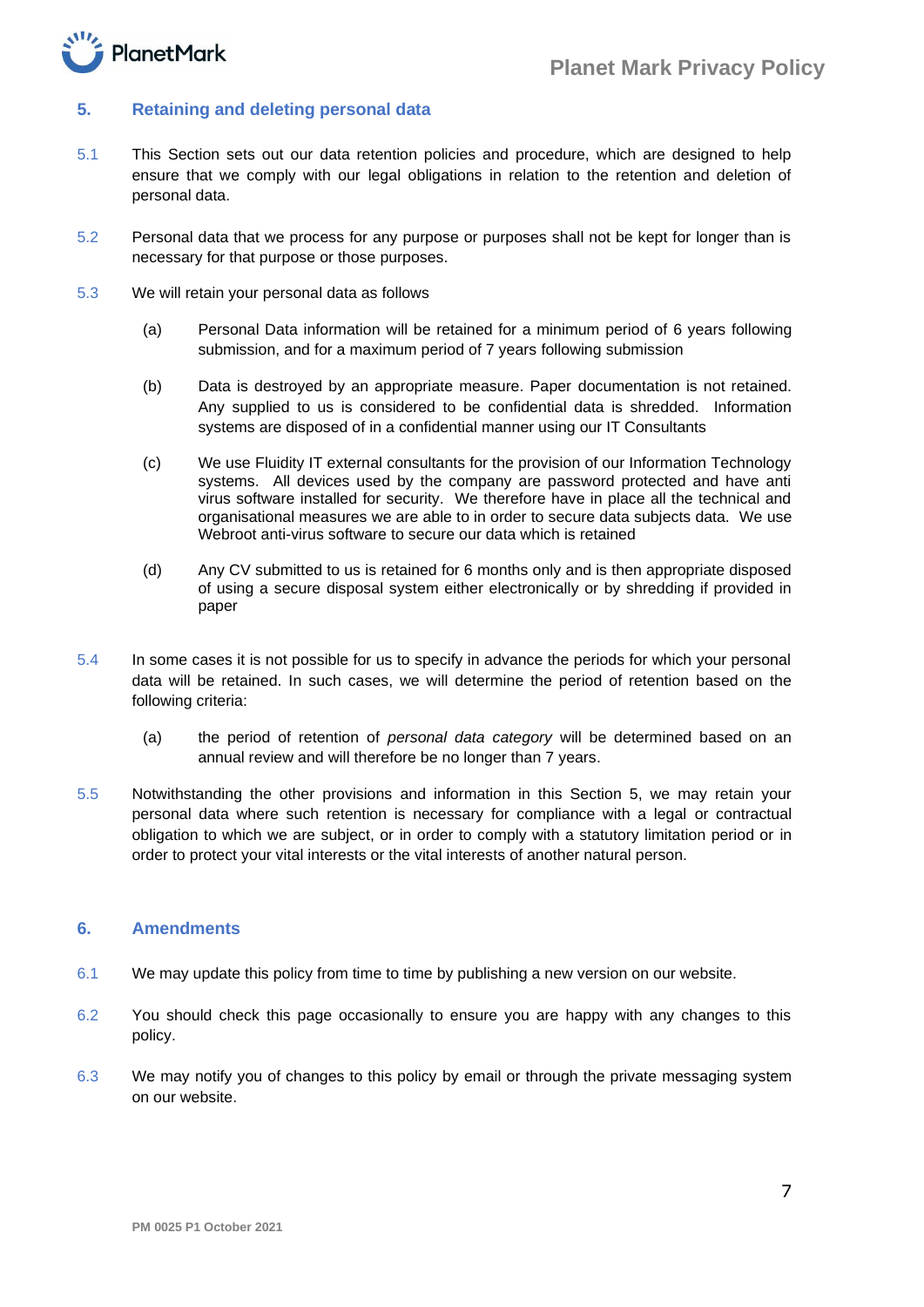## 5. Retaining and deleting personal data

5.1 This Section sets out our data retention policies and procedure, which are designed to help ensure that we comply with our legal obligations in relation to the retention and deletion of personal data.

5.2 Personal data that we process for any purpose or purposes shall not be kept for longer than is necessary for that purpose or those purposes.

5.3 We will retain your personal data as follows

(a) Personal Data information will be retained for a minimum period of 6 years following submission, and for a maximum period of 7 years following submission

(b) Data is destroyed by an appropriate measure. Paper documentation is not retained. Any supplied to us is considered to be confidential data is shredded. Information systems are disposed of in a confidential manner using our IT Consultants

(c) We use Fluidity IT external consultants for the provision of our Information Technology systems. All devices used by the company are password protected and have anti virus software installed for security. We therefore have in place all the technical and organisational measures we are able to in order to secure data subjects data. We use Webroot anti-virus software to secure our data which is retained

(d) Any CV submitted to us is retained for 6 months only and is then appropriate disposed of using a secure disposal system either electronically or by shredding if provided in paper

5.4 In some cases it is not possible for us to specify in advance the periods for which your personal data will be retained. In such cases, we will determine the period of retention based on the following criteria:

(a) the period of retention of *personal data category* will be determined based on an annual review and will therefore be no longer than 7 years.

5.5 Notwithstanding the other provisions and information in this Section 5, we may retain your personal data where such retention is necessary for compliance with a legal or contractual obligation to which we are subject, or in order to comply with a statutory limitation period or in order to protect your vital interests or the vital interests of another natural person.

## 6. Amendments

6.1 We may update this policy from time to time by publishing a new version on our website.

6.2 You should check this page occasionally to ensure you are happy with any changes to this policy.

6.3 We may notify you of changes to this policy by email or through the private messaging system on our website.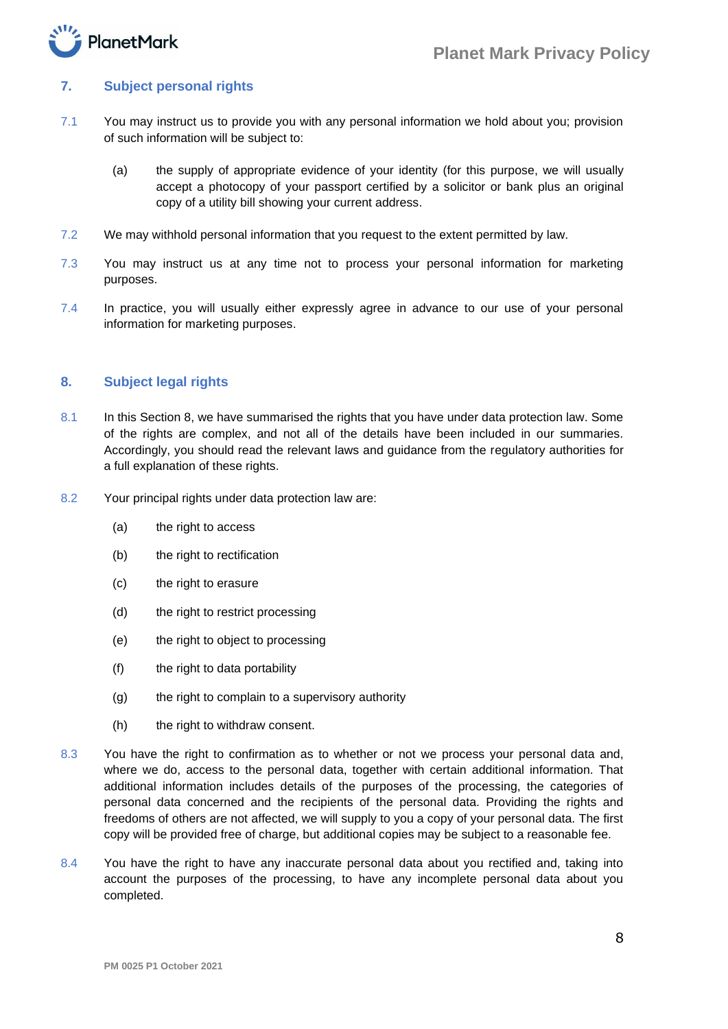## 7. Subject personal rights

7.1 You may instruct us to provide you with any personal information we hold about you; provision of such information will be subject to:

   (a) the supply of appropriate evidence of your identity (for this purpose, we will usually accept a photocopy of your passport certified by a solicitor or bank plus an original copy of a utility bill showing your current address.

7.2 We may withhold personal information that you request to the extent permitted by law.

7.3 You may instruct us at any time not to process your personal information for marketing purposes.

7.4 In practice, you will usually either expressly agree in advance to our use of your personal information for marketing purposes.

## 8. Subject legal rights

8.1 In this Section 8, we have summarised the rights that you have under data protection law. Some of the rights are complex, and not all of the details have been included in our summaries. Accordingly, you should read the relevant laws and guidance from the regulatory authorities for a full explanation of these rights.

8.2 Your principal rights under data protection law are:

   (a) the right to access

   (b) the right to rectification

   (c) the right to erasure

   (d) the right to restrict processing

   (e) the right to object to processing

   (f) the right to data portability

   (g) the right to complain to a supervisory authority

   (h) the right to withdraw consent.

8.3 You have the right to confirmation as to whether or not we process your personal data and, where we do, access to the personal data, together with certain additional information. That additional information includes details of the purposes of the processing, the categories of personal data concerned and the recipients of the personal data. Providing the rights and freedoms of others are not affected, we will supply to you a copy of your personal data. The first copy will be provided free of charge, but additional copies may be subject to a reasonable fee.

8.4 You have the right to have any inaccurate personal data about you rectified and, taking into account the purposes of the processing, to have any incomplete personal data about you completed.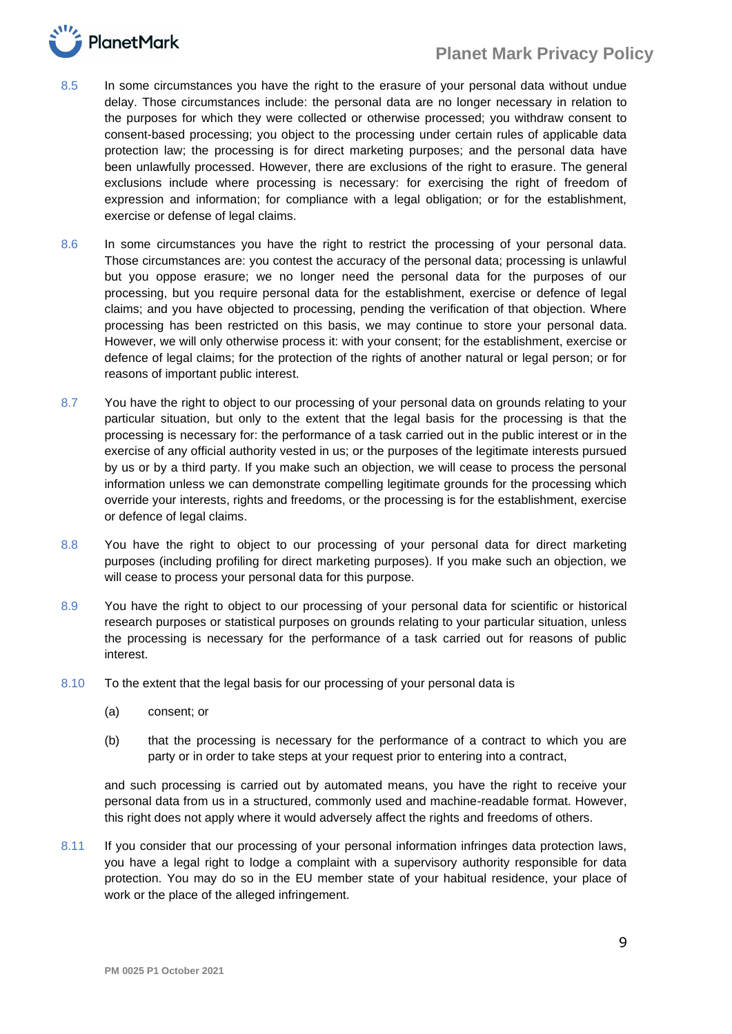8.5 In some circumstances you have the right to the erasure of your personal data without undue delay. Those circumstances include: the personal data are no longer necessary in relation to the purposes for which they were collected or otherwise processed; you withdraw consent to consent-based processing; you object to the processing under certain rules of applicable data protection law; the processing is for direct marketing purposes; and the personal data have been unlawfully processed. However, there are exclusions of the right to erasure. The general exclusions include where processing is necessary: for exercising the right of freedom of expression and information; for compliance with a legal obligation; or for the establishment, exercise or defense of legal claims.

8.6 In some circumstances you have the right to restrict the processing of your personal data. Those circumstances are: you contest the accuracy of the personal data; processing is unlawful but you oppose erasure; we no longer need the personal data for the purposes of our processing, but you require personal data for the establishment, exercise or defence of legal claims; and you have objected to processing, pending the verification of that objection. Where processing has been restricted on this basis, we may continue to store your personal data. However, we will only otherwise process it: with your consent; for the establishment, exercise or defence of legal claims; for the protection of the rights of another natural or legal person; or for reasons of important public interest.

8.7 You have the right to object to our processing of your personal data on grounds relating to your particular situation, but only to the extent that the legal basis for the processing is that the processing is necessary for: the performance of a task carried out in the public interest or in the exercise of any official authority vested in us; or the purposes of the legitimate interests pursued by us or by a third party. If you make such an objection, we will cease to process the personal information unless we can demonstrate compelling legitimate grounds for the processing which override your interests, rights and freedoms, or the processing is for the establishment, exercise or defence of legal claims.

8.8 You have the right to object to our processing of your personal data for direct marketing purposes (including profiling for direct marketing purposes). If you make such an objection, we will cease to process your personal data for this purpose.

8.9 You have the right to object to our processing of your personal data for scientific or historical research purposes or statistical purposes on grounds relating to your particular situation, unless the processing is necessary for the performance of a task carried out for reasons of public interest.

8.10 To the extent that the legal basis for our processing of your personal data is

(a) consent; or

(b) that the processing is necessary for the performance of a contract to which you are party or in order to take steps at your request prior to entering into a contract,

and such processing is carried out by automated means, you have the right to receive your personal data from us in a structured, commonly used and machine-readable format. However, this right does not apply where it would adversely affect the rights and freedoms of others.

8.11 If you consider that our processing of your personal information infringes data protection laws, you have a legal right to lodge a complaint with a supervisory authority responsible for data protection. You may do so in the EU member state of your habitual residence, your place of work or the place of the alleged infringement.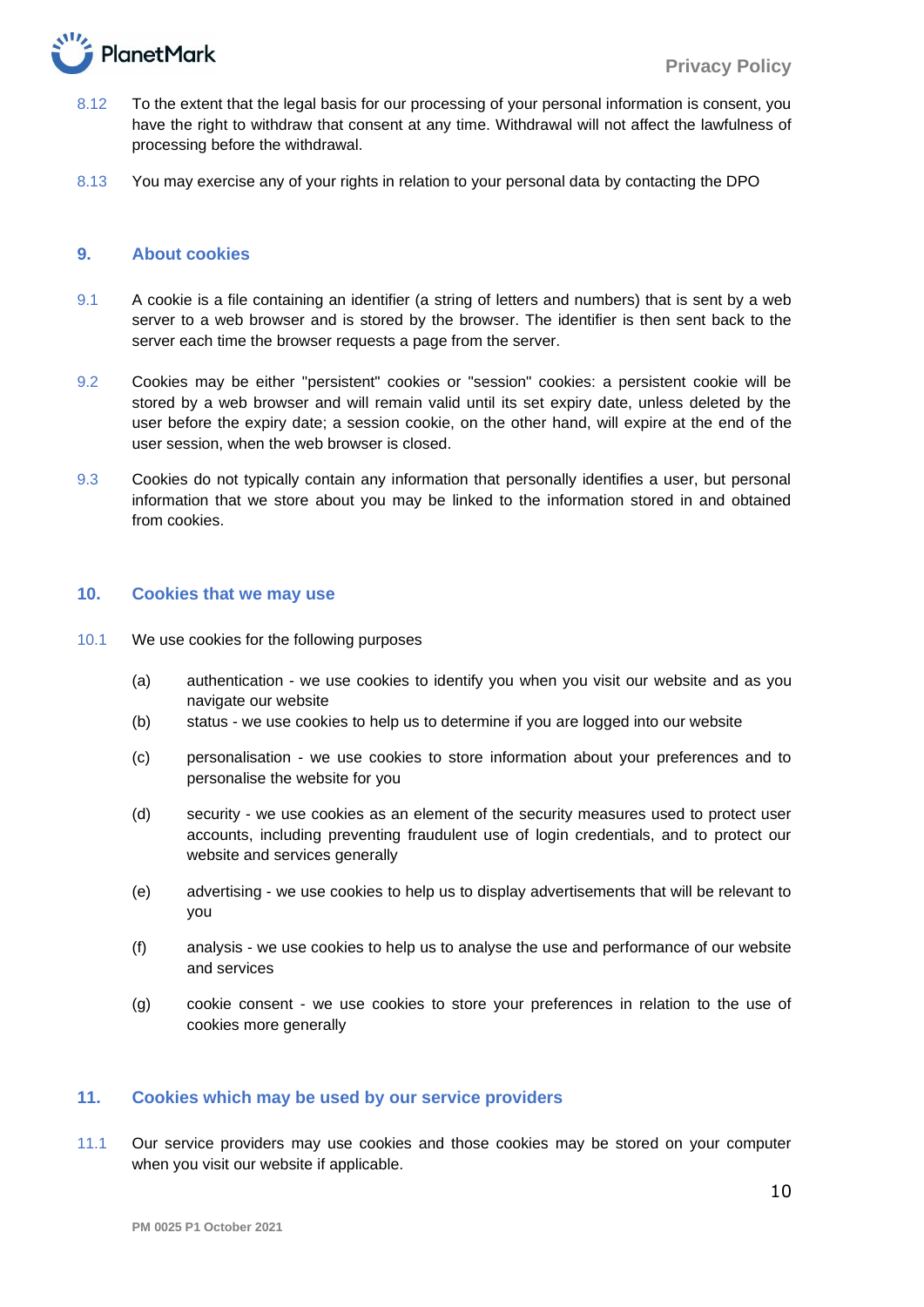8.12 To the extent that the legal basis for our processing of your personal information is consent, you have the right to withdraw that consent at any time. Withdrawal will not affect the lawfulness of processing before the withdrawal.

8.13 You may exercise any of your rights in relation to your personal data by contacting the DPO

## 9. About cookies

9.1 A cookie is a file containing an identifier (a string of letters and numbers) that is sent by a web server to a web browser and is stored by the browser. The identifier is then sent back to the server each time the browser requests a page from the server.

9.2 Cookies may be either "persistent" cookies or "session" cookies: a persistent cookie will be stored by a web browser and will remain valid until its set expiry date, unless deleted by the user before the expiry date; a session cookie, on the other hand, will expire at the end of the user session, when the web browser is closed.

9.3 Cookies do not typically contain any information that personally identifies a user, but personal information that we store about you may be linked to the information stored in and obtained from cookies.

## 10. Cookies that we may use

10.1 We use cookies for the following purposes

(a) authentication - we use cookies to identify you when you visit our website and as you navigate our website

(b) status - we use cookies to help us to determine if you are logged into our website

(c) personalisation - we use cookies to store information about your preferences and to personalise the website for you

(d) security - we use cookies as an element of the security measures used to protect user accounts, including preventing fraudulent use of login credentials, and to protect our website and services generally

(e) advertising - we use cookies to help us to display advertisements that will be relevant to you

(f) analysis - we use cookies to help us to analyse the use and performance of our website and services

(g) cookie consent - we use cookies to store your preferences in relation to the use of cookies more generally

## 11. Cookies which may be used by our service providers

11.1 Our service providers may use cookies and those cookies may be stored on your computer when you visit our website if applicable.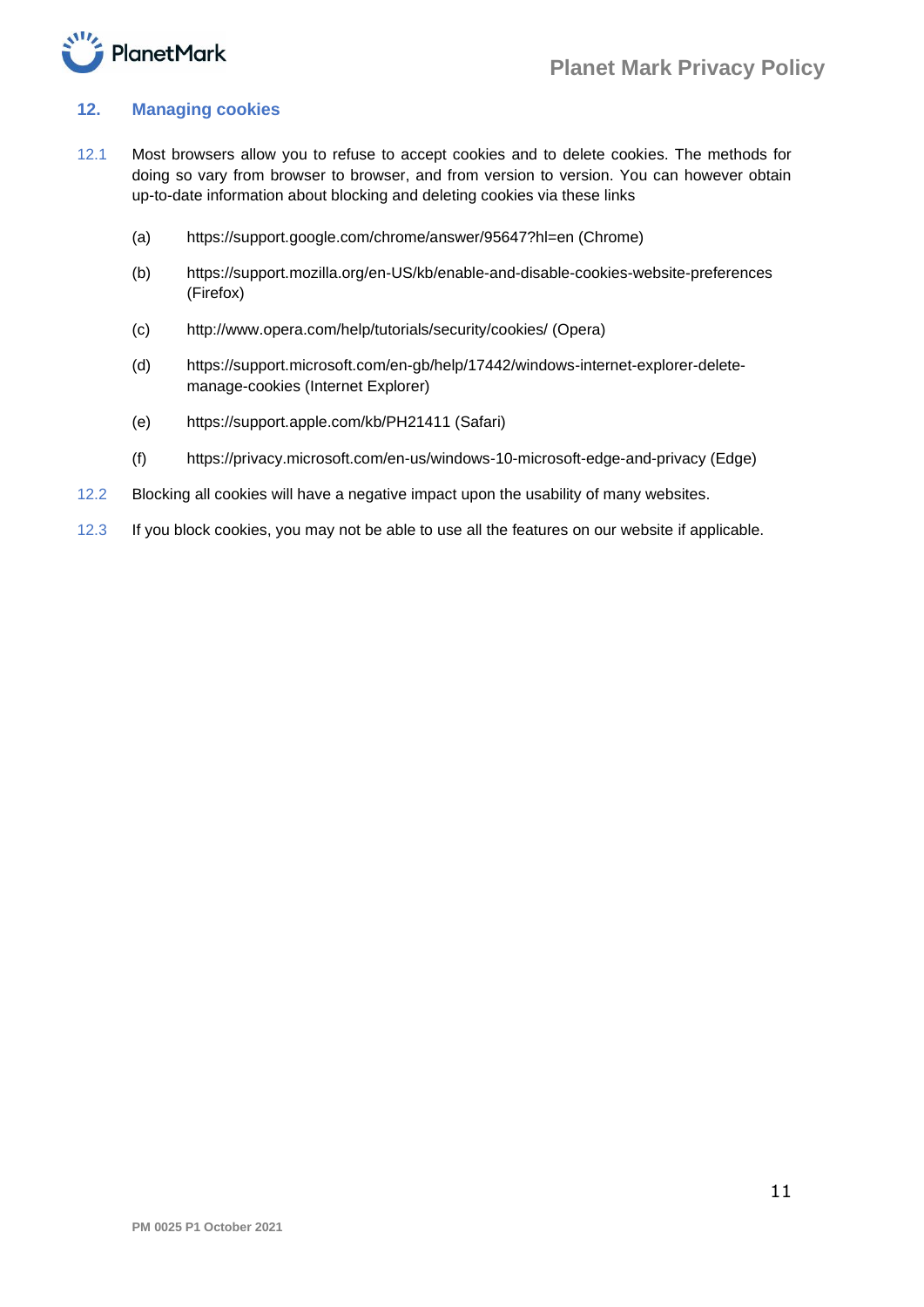## 12. Managing cookies

12.1 Most browsers allow you to refuse to accept cookies and to delete cookies. The methods for doing so vary from browser to browser, and from version to version. You can however obtain up-to-date information about blocking and deleting cookies via these links

(a) https://support.google.com/chrome/answer/95647?hl=en (Chrome)

(b) https://support.mozilla.org/en-US/kb/enable-and-disable-cookies-website-preferences (Firefox)

(c) http://www.opera.com/help/tutorials/security/cookies/ (Opera)

(d) https://support.microsoft.com/en-gb/help/17442/windows-internet-explorer-delete-manage-cookies (Internet Explorer)

(e) https://support.apple.com/kb/PH21411 (Safari)

(f) https://privacy.microsoft.com/en-us/windows-10-microsoft-edge-and-privacy (Edge)

12.2 Blocking all cookies will have a negative impact upon the usability of many websites.

12.3 If you block cookies, you may not be able to use all the features on our website if applicable.